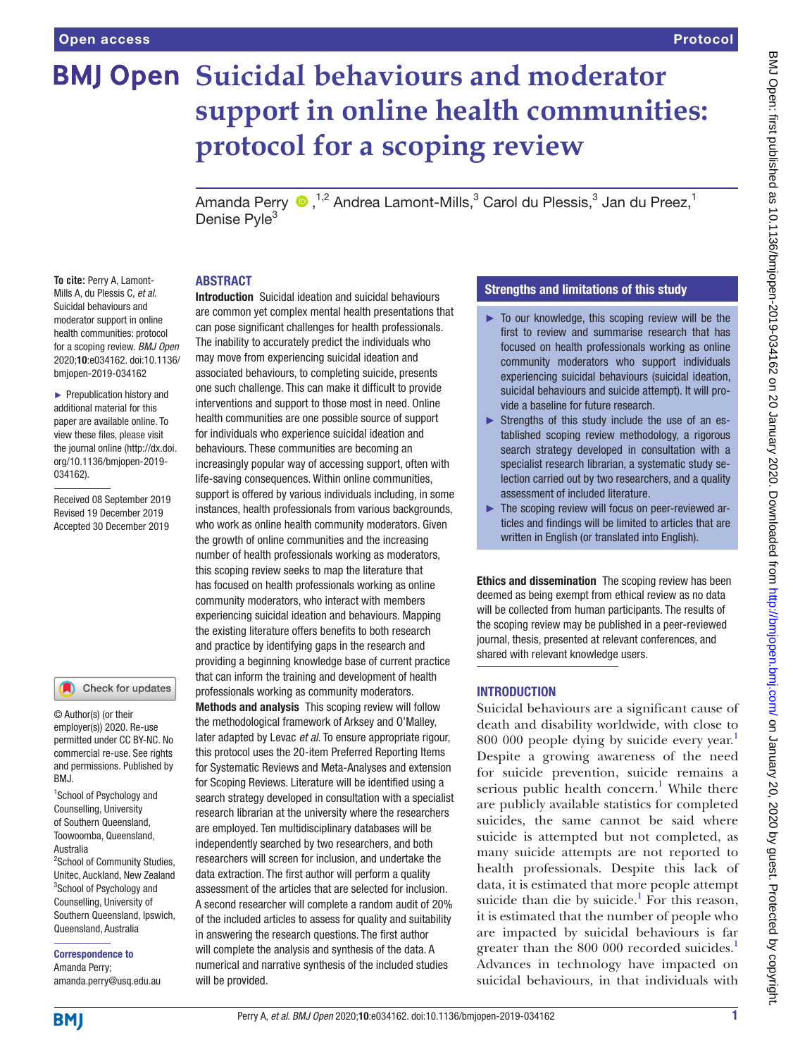# Suicidal behaviours and moderator support in online health communities: protocol for a scoping review

Amanda Perry [1,2], Andrea Lamont-Mills [3], Carol du Plessis [3], Jan du Preez [1], Denise Pyle [3]

**To cite:** Perry A, Lamont-Mills A, du Plessis C, *et al*. Suicidal behaviours and moderator support in online health communities: protocol for a scoping review. *BMJ Open* 2020;**10**:e034162. doi:10.1136/bmjopen-2019-034162

► Prepublication history and additional material for this paper are available online. To view these files, please visit the journal online (http://dx.doi.org/10.1136/bmjopen-2019-034162).

Received 08 September 2019
Revised 19 December 2019
Accepted 30 December 2019

© Author(s) (or their employer(s)) 2020. Re-use permitted under CC BY-NC. No commercial re-use. See rights and permissions. Published by BMJ.

[1] School of Psychology and Counselling, University of Southern Queensland, Toowoomba, Queensland, Australia
[2] School of Community Studies, Unitec, Auckland, New Zealand
[3] School of Psychology and Counselling, University of Southern Queensland, Ipswich, Queensland, Australia

**Correspondence to**
Amanda Perry;
amanda.perry@usq.edu.au

## ABSTRACT

**Introduction** Suicidal ideation and suicidal behaviours are common yet complex mental health presentations that can pose significant challenges for health professionals. The inability to accurately predict the individuals who may move from experiencing suicidal ideation and associated behaviours, to completing suicide, presents one such challenge. This can make it difficult to provide interventions and support to those most in need. Online health communities are one possible source of support for individuals who experience suicidal ideation and behaviours. These communities are becoming an increasingly popular way of accessing support, often with life-saving consequences. Within online communities, support is offered by various individuals including, in some instances, health professionals from various backgrounds, who work as online health community moderators. Given the growth of online communities and the increasing number of health professionals working as moderators, this scoping review seeks to map the literature that has focused on health professionals working as online community moderators, who interact with members experiencing suicidal ideation and behaviours. Mapping the existing literature offers benefits to both research and practice by identifying gaps in the research and providing a beginning knowledge base of current practice that can inform the training and development of health professionals working as community moderators.

**Methods and analysis** This scoping review will follow the methodological framework of Arksey and O'Malley, later adapted by Levac *et al*. To ensure appropriate rigour, this protocol uses the 20-item Preferred Reporting Items for Systematic Reviews and Meta-Analyses and extension for Scoping Reviews. Literature will be identified using a search strategy developed in consultation with a specialist research librarian at the university where the researchers are employed. Ten multidisciplinary databases will be independently searched by two researchers, and both researchers will screen for inclusion, and undertake the data extraction. The first author will perform a quality assessment of the articles that are selected for inclusion. A second researcher will complete a random audit of 20% of the included articles to assess for quality and suitability in answering the research questions. The first author will complete the analysis and synthesis of the data. A numerical and narrative synthesis of the included studies will be provided.

**Ethics and dissemination** The scoping review has been deemed as being exempt from ethical review as no data will be collected from human participants. The results of the scoping review may be published in a peer-reviewed journal, thesis, presented at relevant conferences, and shared with relevant knowledge users.

## Strengths and limitations of this study

- To our knowledge, this scoping review will be the first to review and summarise research that has focused on health professionals working as online community moderators who support individuals experiencing suicidal behaviours (suicidal ideation, suicidal behaviours and suicide attempt). It will provide a baseline for future research.
- Strengths of this study include the use of an established scoping review methodology, a rigorous search strategy developed in consultation with a specialist research librarian, a systematic study selection carried out by two researchers, and a quality assessment of included literature.
- The scoping review will focus on peer-reviewed articles and findings will be limited to articles that are written in English (or translated into English).

## INTRODUCTION

Suicidal behaviours are a significant cause of death and disability worldwide, with close to 800 000 people dying by suicide every year.[1] Despite a growing awareness of the need for suicide prevention, suicide remains a serious public health concern.[1] While there are publicly available statistics for completed suicides, the same cannot be said where suicide is attempted but not completed, as many suicide attempts are not reported to health professionals. Despite this lack of data, it is estimated that more people attempt suicide than die by suicide.[1] For this reason, it is estimated that the number of people who are impacted by suicidal behaviours is far greater than the 800 000 recorded suicides.[1] Advances in technology have impacted on suicidal behaviours, in that individuals with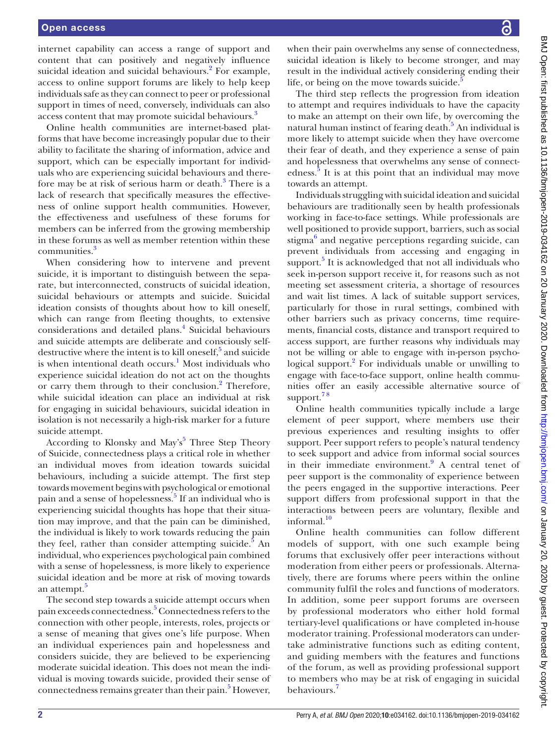internet capability can access a range of support and content that can positively and negatively influence suicidal ideation and suicidal behaviours.[2] For example, access to online support forums are likely to help keep individuals safe as they can connect to peer or professional support in times of need, conversely, individuals can also access content that may promote suicidal behaviours.[3]

Online health communities are internet-based platforms that have become increasingly popular due to their ability to facilitate the sharing of information, advice and support, which can be especially important for individuals who are experiencing suicidal behaviours and therefore may be at risk of serious harm or death.[3] There is a lack of research that specifically measures the effectiveness of online support health communities. However, the effectiveness and usefulness of these forums for members can be inferred from the growing membership in these forums as well as member retention within these communities.[3]

When considering how to intervene and prevent suicide, it is important to distinguish between the separate, but interconnected, constructs of suicidal ideation, suicidal behaviours or attempts and suicide. Suicidal ideation consists of thoughts about how to kill oneself, which can range from fleeting thoughts, to extensive considerations and detailed plans.[4] Suicidal behaviours and suicide attempts are deliberate and consciously self-destructive where the intent is to kill oneself,[5] and suicide is when intentional death occurs.[1] Most individuals who experience suicidal ideation do not act on the thoughts or carry them through to their conclusion.[2] Therefore, while suicidal ideation can place an individual at risk for engaging in suicidal behaviours, suicidal ideation in isolation is not necessarily a high-risk marker for a future suicide attempt.

According to Klonsky and May's[5] Three Step Theory of Suicide, connectedness plays a critical role in whether an individual moves from ideation towards suicidal behaviours, including a suicide attempt. The first step towards movement begins with psychological or emotional pain and a sense of hopelessness.[5] If an individual who is experiencing suicidal thoughts has hope that their situation may improve, and that the pain can be diminished, the individual is likely to work towards reducing the pain they feel, rather than consider attempting suicide.[5] An individual, who experiences psychological pain combined with a sense of hopelessness, is more likely to experience suicidal ideation and be more at risk of moving towards an attempt.[5]

The second step towards a suicide attempt occurs when pain exceeds connectedness.[5] Connectedness refers to the connection with other people, interests, roles, projects or a sense of meaning that gives one's life purpose. When an individual experiences pain and hopelessness and considers suicide, they are believed to be experiencing moderate suicidal ideation. This does not mean the individual is moving towards suicide, provided their sense of connectedness remains greater than their pain.[5] However, when their pain overwhelms any sense of connectedness, suicidal ideation is likely to become stronger, and may result in the individual actively considering ending their life, or being on the move towards suicide.[5]

The third step reflects the progression from ideation to attempt and requires individuals to have the capacity to make an attempt on their own life, by overcoming the natural human instinct of fearing death.[5] An individual is more likely to attempt suicide when they have overcome their fear of death, and they experience a sense of pain and hopelessness that overwhelms any sense of connectedness.[5] It is at this point that an individual may move towards an attempt.

Individuals struggling with suicidal ideation and suicidal behaviours are traditionally seen by health professionals working in face-to-face settings. While professionals are well positioned to provide support, barriers, such as social stigma[6] and negative perceptions regarding suicide, can prevent individuals from accessing and engaging in support.[5] It is acknowledged that not all individuals who seek in-person support receive it, for reasons such as not meeting set assessment criteria, a shortage of resources and wait list times. A lack of suitable support services, particularly for those in rural settings, combined with other barriers such as privacy concerns, time requirements, financial costs, distance and transport required to access support, are further reasons why individuals may not be willing or able to engage with in-person psychological support.[2] For individuals unable or unwilling to engage with face-to-face support, online health communities offer an easily accessible alternative source of support.[7,8]

Online health communities typically include a large element of peer support, where members use their previous experiences and resulting insights to offer support. Peer support refers to people's natural tendency to seek support and advice from informal social sources in their immediate environment.[9] A central tenet of peer support is the commonality of experience between the peers engaged in the supportive interactions. Peer support differs from professional support in that the interactions between peers are voluntary, flexible and informal.[10]

Online health communities can follow different models of support, with one such example being forums that exclusively offer peer interactions without moderation from either peers or professionals. Alternatively, there are forums where peers within the online community fulfil the roles and functions of moderators. In addition, some peer support forums are overseen by professional moderators who either hold formal tertiary-level qualifications or have completed in-house moderator training. Professional moderators can undertake administrative functions such as editing content, and guiding members with the features and functions of the forum, as well as providing professional support to members who may be at risk of engaging in suicidal behaviours.[7]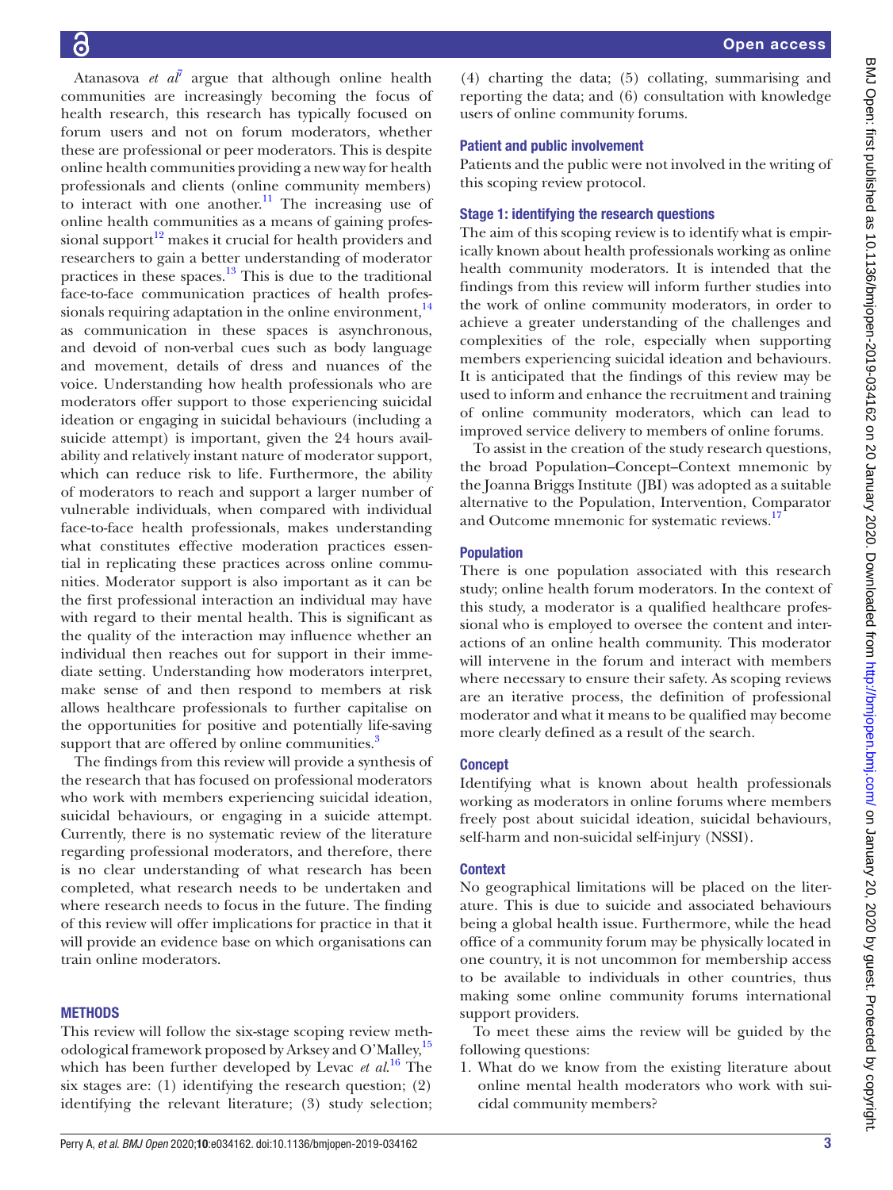Atanasova *et al*[7] argue that although online health communities are increasingly becoming the focus of health research, this research has typically focused on forum users and not on forum moderators, whether these are professional or peer moderators. This is despite online health communities providing a new way for health professionals and clients (online community members) to interact with one another.[11] The increasing use of online health communities as a means of gaining professional support[12] makes it crucial for health providers and researchers to gain a better understanding of moderator practices in these spaces.[13] This is due to the traditional face-to-face communication practices of health professionals requiring adaptation in the online environment,[14] as communication in these spaces is asynchronous, and devoid of non-verbal cues such as body language and movement, details of dress and nuances of the voice. Understanding how health professionals who are moderators offer support to those experiencing suicidal ideation or engaging in suicidal behaviours (including a suicide attempt) is important, given the 24 hours availability and relatively instant nature of moderator support, which can reduce risk to life. Furthermore, the ability of moderators to reach and support a larger number of vulnerable individuals, when compared with individual face-to-face health professionals, makes understanding what constitutes effective moderation practices essential in replicating these practices across online communities. Moderator support is also important as it can be the first professional interaction an individual may have with regard to their mental health. This is significant as the quality of the interaction may influence whether an individual then reaches out for support in their immediate setting. Understanding how moderators interpret, make sense of and then respond to members at risk allows healthcare professionals to further capitalise on the opportunities for positive and potentially life-saving support that are offered by online communities.[3]

The findings from this review will provide a synthesis of the research that has focused on professional moderators who work with members experiencing suicidal ideation, suicidal behaviours, or engaging in a suicide attempt. Currently, there is no systematic review of the literature regarding professional moderators, and therefore, there is no clear understanding of what research has been completed, what research needs to be undertaken and where research needs to focus in the future. The finding of this review will offer implications for practice in that it will provide an evidence base on which organisations can train online moderators.

## METHODS

This review will follow the six-stage scoping review methodological framework proposed by Arksey and O'Malley,[15] which has been further developed by Levac *et al*.[16] The six stages are: (1) identifying the research question; (2) identifying the relevant literature; (3) study selection; (4) charting the data; (5) collating, summarising and reporting the data; and (6) consultation with knowledge users of online community forums.

### Patient and public involvement

Patients and the public were not involved in the writing of this scoping review protocol.

### Stage 1: identifying the research questions

The aim of this scoping review is to identify what is empirically known about health professionals working as online health community moderators. It is intended that the findings from this review will inform further studies into the work of online community moderators, in order to achieve a greater understanding of the challenges and complexities of the role, especially when supporting members experiencing suicidal ideation and behaviours. It is anticipated that the findings of this review may be used to inform and enhance the recruitment and training of online community moderators, which can lead to improved service delivery to members of online forums.

To assist in the creation of the study research questions, the broad Population–Concept–Context mnemonic by the Joanna Briggs Institute (JBI) was adopted as a suitable alternative to the Population, Intervention, Comparator and Outcome mnemonic for systematic reviews.[17]

### Population

There is one population associated with this research study; online health forum moderators. In the context of this study, a moderator is a qualified healthcare professional who is employed to oversee the content and interactions of an online health community. This moderator will intervene in the forum and interact with members where necessary to ensure their safety. As scoping reviews are an iterative process, the definition of professional moderator and what it means to be qualified may become more clearly defined as a result of the search.

### Concept

Identifying what is known about health professionals working as moderators in online forums where members freely post about suicidal ideation, suicidal behaviours, self-harm and non-suicidal self-injury (NSSI).

### Context

No geographical limitations will be placed on the literature. This is due to suicide and associated behaviours being a global health issue. Furthermore, while the head office of a community forum may be physically located in one country, it is not uncommon for membership access to be available to individuals in other countries, thus making some online community forums international support providers.

To meet these aims the review will be guided by the following questions:

1. What do we know from the existing literature about online mental health moderators who work with suicidal community members?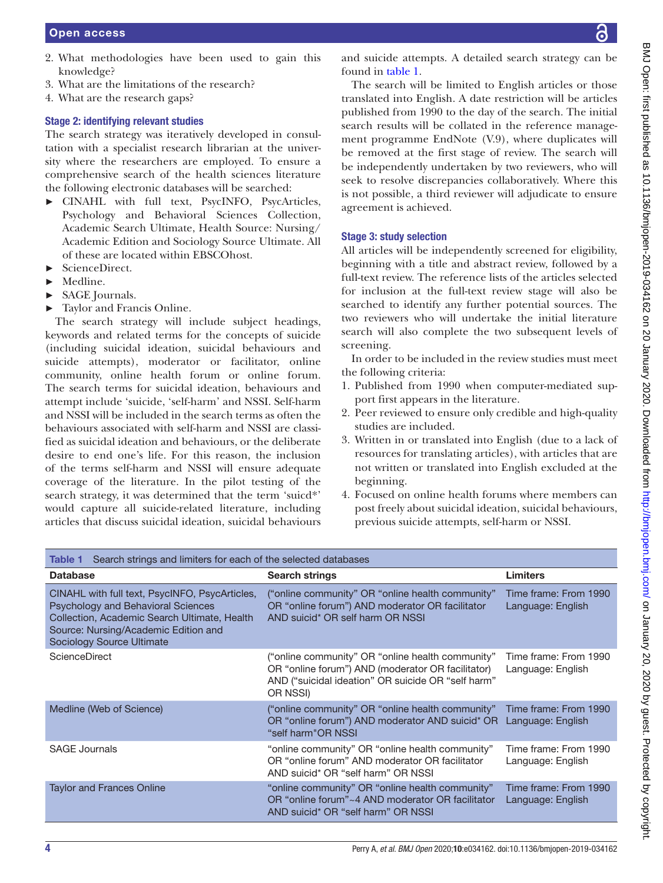2. What methodologies have been used to gain this knowledge?
3. What are the limitations of the research?
4. What are the research gaps?

### Stage 2: identifying relevant studies

The search strategy was iteratively developed in consultation with a specialist research librarian at the university where the researchers are employed. To ensure a comprehensive search of the health sciences literature the following electronic databases will be searched:

- CINAHL with full text, PsycINFO, PsycArticles, Psychology and Behavioral Sciences Collection, Academic Search Ultimate, Health Source: Nursing/Academic Edition and Sociology Source Ultimate. All of these are located within EBSCOhost.
- ScienceDirect.
- Medline.
- SAGE Journals.
- Taylor and Francis Online.

The search strategy will include subject headings, keywords and related terms for the concepts of suicide (including suicidal ideation, suicidal behaviours and suicide attempts), moderator or facilitator, online community, online health forum or online forum. The search terms for suicidal ideation, behaviours and attempt include 'suicide, 'self-harm' and NSSI. Self-harm and NSSI will be included in the search terms as often the behaviours associated with self-harm and NSSI are classified as suicidal ideation and behaviours, or the deliberate desire to end one's life. For this reason, the inclusion of the terms self-harm and NSSI will ensure adequate coverage of the literature. In the pilot testing of the search strategy, it was determined that the term 'suicd*' would capture all suicide-related literature, including articles that discuss suicidal ideation, suicidal behaviours and suicide attempts. A detailed search strategy can be found in table 1.

The search will be limited to English articles or those translated into English. A date restriction will be articles published from 1990 to the day of the search. The initial search results will be collated in the reference management programme EndNote (V.9), where duplicates will be removed at the first stage of review. The search will be independently undertaken by two reviewers, who will seek to resolve discrepancies collaboratively. Where this is not possible, a third reviewer will adjudicate to ensure agreement is achieved.

### Stage 3: study selection

All articles will be independently screened for eligibility, beginning with a title and abstract review, followed by a full-text review. The reference lists of the articles selected for inclusion at the full-text review stage will also be searched to identify any further potential sources. The two reviewers who will undertake the initial literature search will also complete the two subsequent levels of screening.

In order to be included in the review studies must meet the following criteria:

1. Published from 1990 when computer-mediated support first appears in the literature.
2. Peer reviewed to ensure only credible and high-quality studies are included.
3. Written in or translated into English (due to a lack of resources for translating articles), with articles that are not written or translated into English excluded at the beginning.
4. Focused on online health forums where members can post freely about suicidal ideation, suicidal behaviours, previous suicide attempts, self-harm or NSSI.

Table 1 Search strings and limiters for each of the selected databases

| Database | Search strings | Limiters |
|---|---|---|
| CINAHL with full text, PsycINFO, PsycArticles, Psychology and Behavioral Sciences Collection, Academic Search Ultimate, Health Source: Nursing/Academic Edition and Sociology Source Ultimate | ("online community" OR "online health community" OR "online forum") AND moderator OR facilitator AND suicid* OR self harm OR NSSI | Time frame: From 1990 Language: English |
| ScienceDirect | ("online community" OR "online health community" OR "online forum") AND (moderator OR facilitator) AND ("suicidal ideation" OR suicide OR "self harm" OR NSSI) | Time frame: From 1990 Language: English |
| Medline (Web of Science) | ("online community" OR "online health community" OR "online forum") AND moderator AND suicid* OR "self harm"OR NSSI | Time frame: From 1990 Language: English |
| SAGE Journals | "online community" OR "online health community" OR "online forum" AND moderator OR facilitator AND suicid* OR "self harm" OR NSSI | Time frame: From 1990 Language: English |
| Taylor and Frances Online | "online community" OR "online health community" OR "online forum"~4 AND moderator OR facilitator AND suicid* OR "self harm" OR NSSI | Time frame: From 1990 Language: English |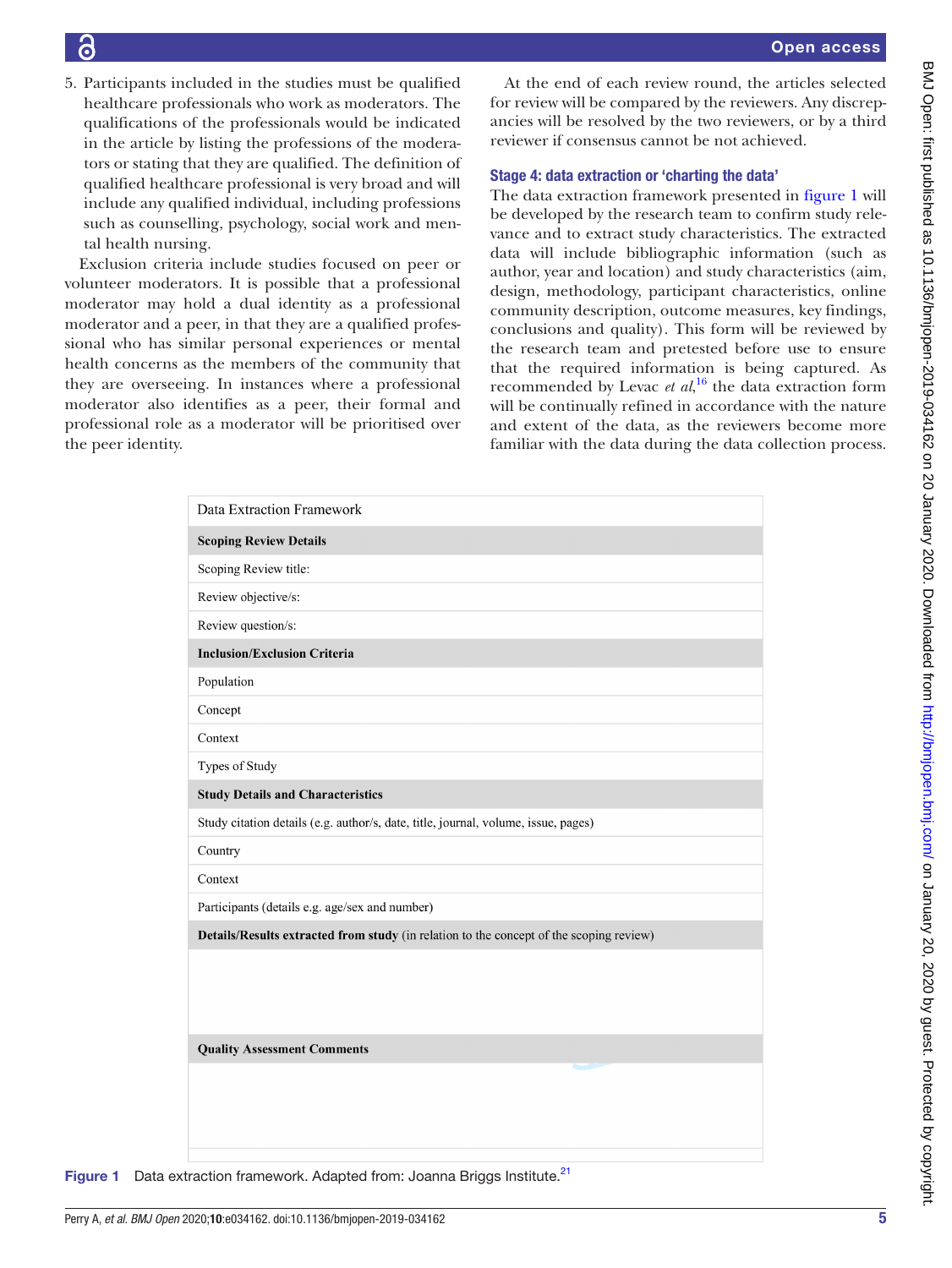5. Participants included in the studies must be qualified healthcare professionals who work as moderators. The qualifications of the professionals would be indicated in the article by listing the professions of the moderators or stating that they are qualified. The definition of qualified healthcare professional is very broad and will include any qualified individual, including professions such as counselling, psychology, social work and mental health nursing.

Exclusion criteria include studies focused on peer or volunteer moderators. It is possible that a professional moderator may hold a dual identity as a professional moderator and a peer, in that they are a qualified professional who has similar personal experiences or mental health concerns as the members of the community that they are overseeing. In instances where a professional moderator also identifies as a peer, their formal and professional role as a moderator will be prioritised over the peer identity.

At the end of each review round, the articles selected for review will be compared by the reviewers. Any discrepancies will be resolved by the two reviewers, or by a third reviewer if consensus cannot be not achieved.

### Stage 4: data extraction or 'charting the data'

The data extraction framework presented in figure 1 will be developed by the research team to confirm study relevance and to extract study characteristics. The extracted data will include bibliographic information (such as author, year and location) and study characteristics (aim, design, methodology, participant characteristics, online community description, outcome measures, key findings, conclusions and quality). This form will be reviewed by the research team and pretested before use to ensure that the required information is being captured. As recommended by Levac *et al*,[16] the data extraction form will be continually refined in accordance with the nature and extent of the data, as the reviewers become more familiar with the data during the data collection process.

| Data Extraction Framework |
|---|
| **Scoping Review Details** |
| Scoping Review title: |
| Review objective/s: |
| Review question/s: |
| **Inclusion/Exclusion Criteria** |
| Population |
| Concept |
| Context |
| Types of Study |
| **Study Details and Characteristics** |
| Study citation details (e.g. author/s, date, title, journal, volume, issue, pages) |
| Country |
| Context |
| Participants (details e.g. age/sex and number) |
| **Details/Results extracted from study** (in relation to the concept of the scoping review) |
| |
| **Quality Assessment Comments** |
| |

Figure 1 Data extraction framework. Adapted from: Joanna Briggs Institute.[21]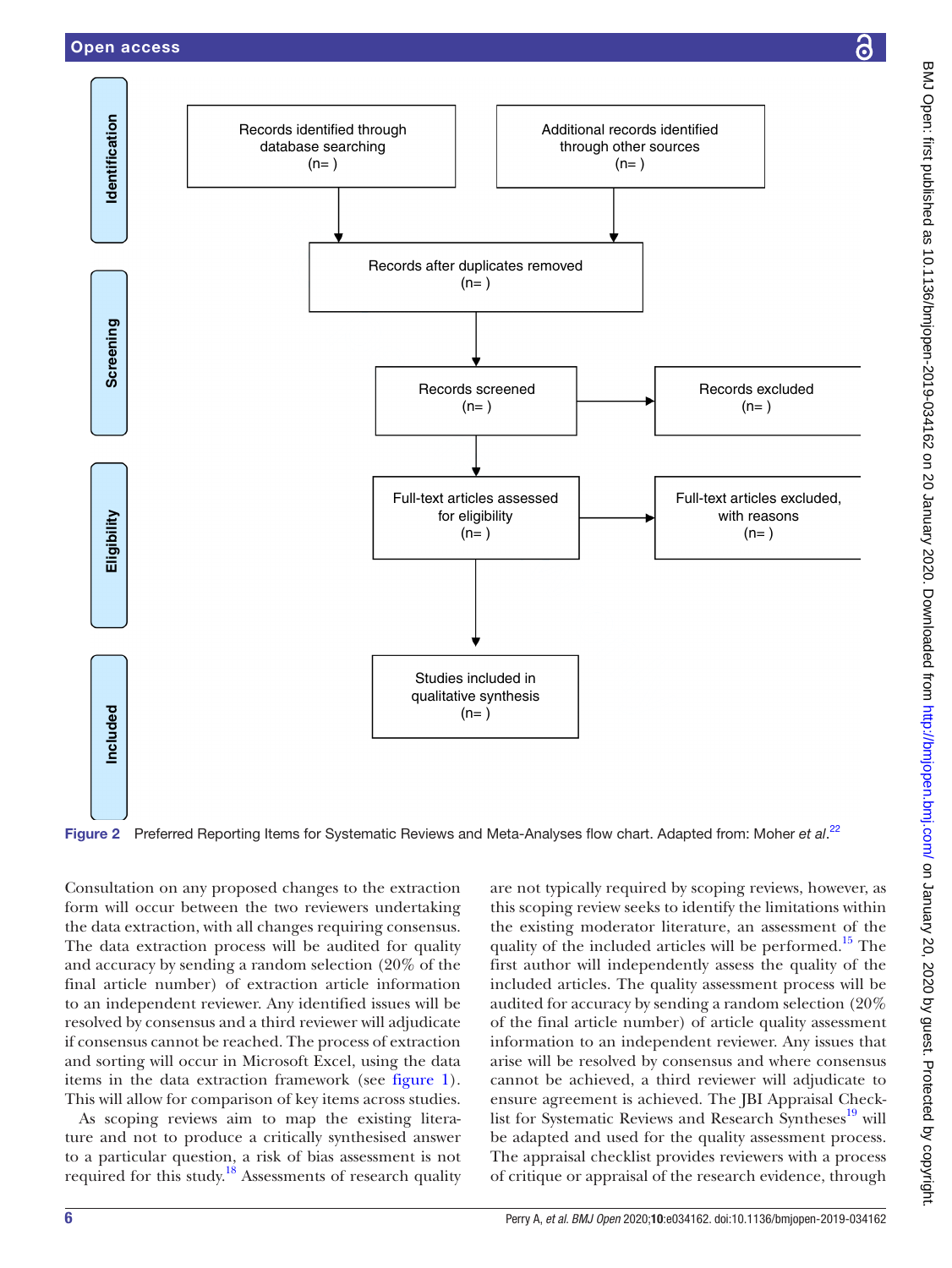**Identification**

- Records identified through database searching (n= )
- Additional records identified through other sources (n= )

**Screening**

- Records after duplicates removed (n= )
- Records screened (n= )
- Records excluded (n= )

**Eligibility**

- Full-text articles assessed for eligibility (n= )
- Full-text articles excluded, with reasons (n= )

**Included**

- Studies included in qualitative synthesis (n= )

**Figure 2** Preferred Reporting Items for Systematic Reviews and Meta-Analyses flow chart. Adapted from: Moher *et al*.[22]

Consultation on any proposed changes to the extraction form will occur between the two reviewers undertaking the data extraction, with all changes requiring consensus. The data extraction process will be audited for quality and accuracy by sending a random selection (20% of the final article number) of extraction article information to an independent reviewer. Any identified issues will be resolved by consensus and a third reviewer will adjudicate if consensus cannot be reached. The process of extraction and sorting will occur in Microsoft Excel, using the data items in the data extraction framework (see figure 1). This will allow for comparison of key items across studies.

As scoping reviews aim to map the existing literature and not to produce a critically synthesised answer to a particular question, a risk of bias assessment is not required for this study.[18] Assessments of research quality are not typically required by scoping reviews, however, as this scoping review seeks to identify the limitations within the existing moderator literature, an assessment of the quality of the included articles will be performed.[15] The first author will independently assess the quality of the included articles. The quality assessment process will be audited for accuracy by sending a random selection (20% of the final article number) of article quality assessment information to an independent reviewer. Any issues that arise will be resolved by consensus and where consensus cannot be achieved, a third reviewer will adjudicate to ensure agreement is achieved. The JBI Appraisal Checklist for Systematic Reviews and Research Syntheses[19] will be adapted and used for the quality assessment process. The appraisal checklist provides reviewers with a process of critique or appraisal of the research evidence, through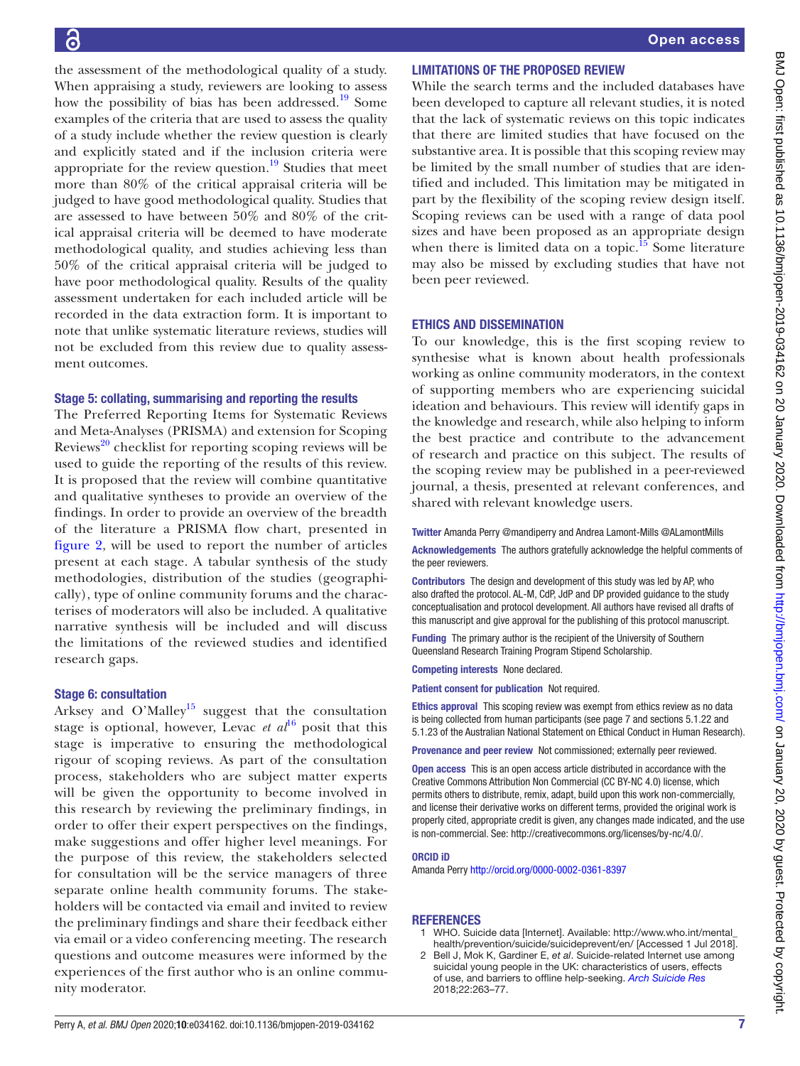the assessment of the methodological quality of a study. When appraising a study, reviewers are looking to assess how the possibility of bias has been addressed.[19] Some examples of the criteria that are used to assess the quality of a study include whether the review question is clearly and explicitly stated and if the inclusion criteria were appropriate for the review question.[19] Studies that meet more than 80% of the critical appraisal criteria will be judged to have good methodological quality. Studies that are assessed to have between 50% and 80% of the critical appraisal criteria will be deemed to have moderate methodological quality, and studies achieving less than 50% of the critical appraisal criteria will be judged to have poor methodological quality. Results of the quality assessment undertaken for each included article will be recorded in the data extraction form. It is important to note that unlike systematic literature reviews, studies will not be excluded from this review due to quality assessment outcomes.

### Stage 5: collating, summarising and reporting the results

The Preferred Reporting Items for Systematic Reviews and Meta-Analyses (PRISMA) and extension for Scoping Reviews[20] checklist for reporting scoping reviews will be used to guide the reporting of the results of this review. It is proposed that the review will combine quantitative and qualitative syntheses to provide an overview of the findings. In order to provide an overview of the breadth of the literature a PRISMA flow chart, presented in figure 2, will be used to report the number of articles present at each stage. A tabular synthesis of the study methodologies, distribution of the studies (geographically), type of online community forums and the characterises of moderators will also be included. A qualitative narrative synthesis will be included and will discuss the limitations of the reviewed studies and identified research gaps.

### Stage 6: consultation

Arksey and O'Malley[15] suggest that the consultation stage is optional, however, Levac *et al*[16] posit that this stage is imperative to ensuring the methodological rigour of scoping reviews. As part of the consultation process, stakeholders who are subject matter experts will be given the opportunity to become involved in this research by reviewing the preliminary findings, in order to offer their expert perspectives on the findings, make suggestions and offer higher level meanings. For the purpose of this review, the stakeholders selected for consultation will be the service managers of three separate online health community forums. The stakeholders will be contacted via email and invited to review the preliminary findings and share their feedback either via email or a video conferencing meeting. The research questions and outcome measures were informed by the experiences of the first author who is an online community moderator.

## LIMITATIONS OF THE PROPOSED REVIEW

While the search terms and the included databases have been developed to capture all relevant studies, it is noted that the lack of systematic reviews on this topic indicates that there are limited studies that have focused on the substantive area. It is possible that this scoping review may be limited by the small number of studies that are identified and included. This limitation may be mitigated in part by the flexibility of the scoping review design itself. Scoping reviews can be used with a range of data pool sizes and have been proposed as an appropriate design when there is limited data on a topic.[15] Some literature may also be missed by excluding studies that have not been peer reviewed.

## ETHICS AND DISSEMINATION

To our knowledge, this is the first scoping review to synthesise what is known about health professionals working as online community moderators, in the context of supporting members who are experiencing suicidal ideation and behaviours. This review will identify gaps in the knowledge and research, while also helping to inform the best practice and contribute to the advancement of research and practice on this subject. The results of the scoping review may be published in a peer-reviewed journal, a thesis, presented at relevant conferences, and shared with relevant knowledge users.

**Twitter** Amanda Perry @mandiperry and Andrea Lamont-Mills @ALamontMills

**Acknowledgements** The authors gratefully acknowledge the helpful comments of the peer reviewers.

**Contributors** The design and development of this study was led by AP, who also drafted the protocol. AL-M, CdP, JdP and DP provided guidance to the study conceptualisation and protocol development. All authors have revised all drafts of this manuscript and give approval for the publishing of this protocol manuscript.

**Funding** The primary author is the recipient of the University of Southern Queensland Research Training Program Stipend Scholarship.

**Competing interests** None declared.

**Patient consent for publication** Not required.

**Ethics approval** This scoping review was exempt from ethics review as no data is being collected from human participants (see page 7 and sections 5.1.22 and 5.1.23 of the Australian National Statement on Ethical Conduct in Human Research).

**Provenance and peer review** Not commissioned; externally peer reviewed.

**Open access** This is an open access article distributed in accordance with the Creative Commons Attribution Non Commercial (CC BY-NC 4.0) license, which permits others to distribute, remix, adapt, build upon this work non-commercially, and license their derivative works on different terms, provided the original work is properly cited, appropriate credit is given, any changes made indicated, and the use is non-commercial. See: http://creativecommons.org/licenses/by-nc/4.0/.

**ORCID iD**

Amanda Perry http://orcid.org/0000-0002-0361-8397

## REFERENCES

1. WHO. Suicide data [Internet]. Available: http://www.who.int/mental_health/prevention/suicide/suicideprevent/en/ [Accessed 1 Jul 2018].
2. Bell J, Mok K, Gardiner E, *et al*. Suicide-related Internet use among suicidal young people in the UK: characteristics of users, effects of use, and barriers to offline help-seeking. *Arch Suicide Res* 2018;22:263–77.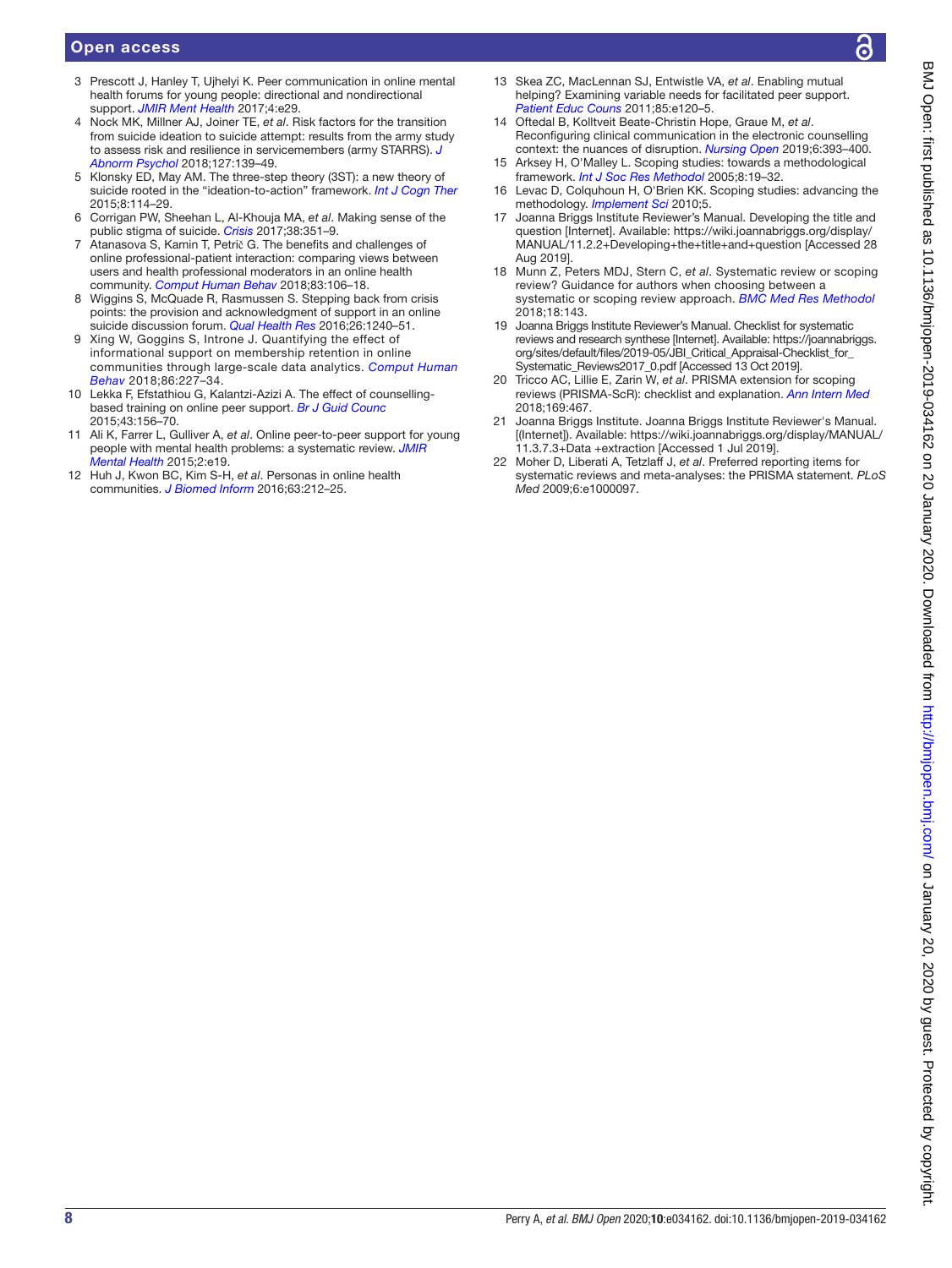3 Prescott J, Hanley T, Ujhelyi K. Peer communication in online mental health forums for young people: directional and nondirectional support. *JMIR Ment Health* 2017;4:e29.
4 Nock MK, Millner AJ, Joiner TE, *et al*. Risk factors for the transition from suicide ideation to suicide attempt: results from the army study to assess risk and resilience in servicemembers (army STARRS). *J Abnorm Psychol* 2018;127:139–49.
5 Klonsky ED, May AM. The three-step theory (3ST): a new theory of suicide rooted in the "ideation-to-action" framework. *Int J Cogn Ther* 2015;8:114–29.
6 Corrigan PW, Sheehan L, Al-Khouja MA, *et al*. Making sense of the public stigma of suicide. *Crisis* 2017;38:351–9.
7 Atanasova S, Kamin T, Petrič G. The benefits and challenges of online professional-patient interaction: comparing views between users and health professional moderators in an online health community. *Comput Human Behav* 2018;83:106–18.
8 Wiggins S, McQuade R, Rasmussen S. Stepping back from crisis points: the provision and acknowledgment of support in an online suicide discussion forum. *Qual Health Res* 2016;26:1240–51.
9 Xing W, Goggins S, Introne J. Quantifying the effect of informational support on membership retention in online communities through large-scale data analytics. *Comput Human Behav* 2018;86:227–34.
10 Lekka F, Efstathiou G, Kalantzi-Azizi A. The effect of counselling-based training on online peer support. *Br J Guid Counc* 2015;43:156–70.
11 Ali K, Farrer L, Gulliver A, *et al*. Online peer-to-peer support for young people with mental health problems: a systematic review. *JMIR Mental Health* 2015;2:e19.
12 Huh J, Kwon BC, Kim S-H, *et al*. Personas in online health communities. *J Biomed Inform* 2016;63:212–25.
13 Skea ZC, MacLennan SJ, Entwistle VA, *et al*. Enabling mutual helping? Examining variable needs for facilitated peer support. *Patient Educ Couns* 2011;85:e120–5.
14 Oftedal B, Kolltveit Beate-Christin Hope, Graue M, *et al*. Reconfiguring clinical communication in the electronic counselling context: the nuances of disruption. *Nursing Open* 2019;6:393–400.
15 Arksey H, O'Malley L. Scoping studies: towards a methodological framework. *Int J Soc Res Methodol* 2005;8:19–32.
16 Levac D, Colquhoun H, O'Brien KK. Scoping studies: advancing the methodology. *Implement Sci* 2010;5.
17 Joanna Briggs Institute Reviewer's Manual. Developing the title and question [Internet]. Available: https://wiki.joannabriggs.org/display/MANUAL/11.2.2+Developing+the+title+and+question [Accessed 28 Aug 2019].
18 Munn Z, Peters MDJ, Stern C, *et al*. Systematic review or scoping review? Guidance for authors when choosing between a systematic or scoping review approach. *BMC Med Res Methodol* 2018;18:143.
19 Joanna Briggs Institute Reviewer's Manual. Checklist for systematic reviews and research synthese [Internet]. Available: https://joannabriggs.org/sites/default/files/2019-05/JBI_Critical_Appraisal-Checklist_for_Systematic_Reviews2017_0.pdf [Accessed 13 Oct 2019].
20 Tricco AC, Lillie E, Zarin W, *et al*. PRISMA extension for scoping reviews (PRISMA-ScR): checklist and explanation. *Ann Intern Med* 2018;169:467.
21 Joanna Briggs Institute. Joanna Briggs Institute Reviewer's Manual. [(Internet]). Available: https://wiki.joannabriggs.org/display/MANUAL/11.3.7.3+Data +extraction [Accessed 1 Jul 2019].
22 Moher D, Liberati A, Tetzlaff J, *et al*. Preferred reporting items for systematic reviews and meta-analyses: the PRISMA statement. *PLoS Med* 2009;6:e1000097.